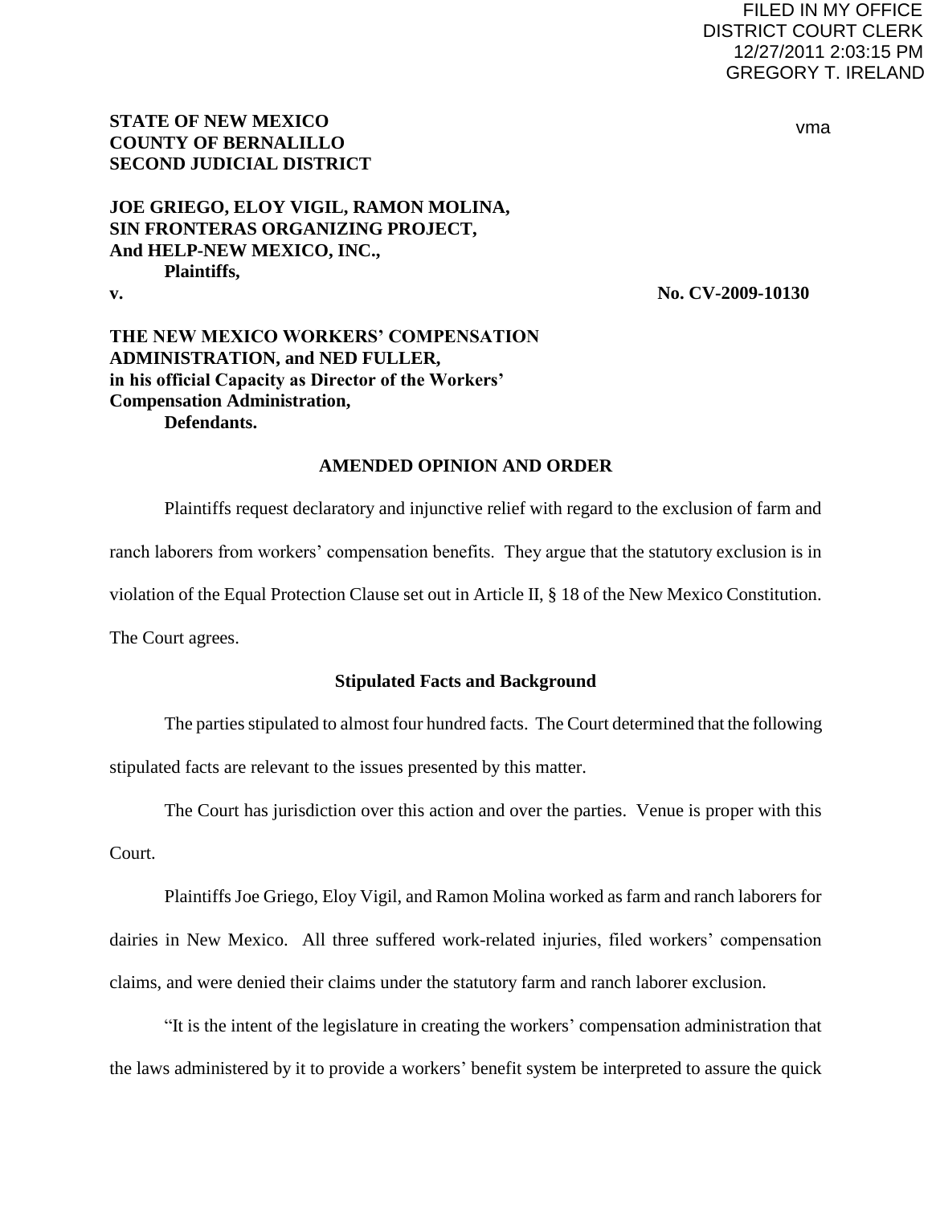FILED IN MY OFFICE
DISTRICT COURT CLERK
12/27/2011 2:03:15 PM
GREGORY T. IRELAND

vma

**STATE OF NEW MEXICO**
**COUNTY OF BERNALILLO**
**SECOND JUDICIAL DISTRICT**

**JOE GRIEGO, ELOY VIGIL, RAMON MOLINA, SIN FRONTERAS ORGANIZING PROJECT, And HELP-NEW MEXICO, INC.,**
**Plaintiffs,**

**v.** **No. CV-2009-10130**

**THE NEW MEXICO WORKERS' COMPENSATION ADMINISTRATION, and NED FULLER, in his official Capacity as Director of the Workers' Compensation Administration,**
**Defendants.**

## AMENDED OPINION AND ORDER

Plaintiffs request declaratory and injunctive relief with regard to the exclusion of farm and ranch laborers from workers' compensation benefits. They argue that the statutory exclusion is in violation of the Equal Protection Clause set out in Article II, § 18 of the New Mexico Constitution. The Court agrees.

### Stipulated Facts and Background

The parties stipulated to almost four hundred facts. The Court determined that the following stipulated facts are relevant to the issues presented by this matter.

The Court has jurisdiction over this action and over the parties. Venue is proper with this Court.

Plaintiffs Joe Griego, Eloy Vigil, and Ramon Molina worked as farm and ranch laborers for dairies in New Mexico. All three suffered work-related injuries, filed workers' compensation claims, and were denied their claims under the statutory farm and ranch laborer exclusion.

"It is the intent of the legislature in creating the workers' compensation administration that the laws administered by it to provide a workers' benefit system be interpreted to assure the quick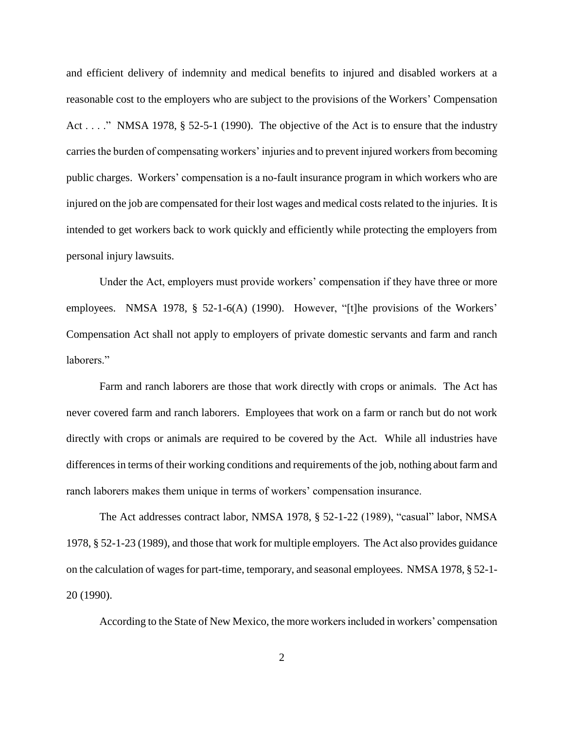and efficient delivery of indemnity and medical benefits to injured and disabled workers at a reasonable cost to the employers who are subject to the provisions of the Workers' Compensation Act . . . ." NMSA 1978, § 52-5-1 (1990). The objective of the Act is to ensure that the industry carries the burden of compensating workers' injuries and to prevent injured workers from becoming public charges. Workers' compensation is a no-fault insurance program in which workers who are injured on the job are compensated for their lost wages and medical costs related to the injuries. It is intended to get workers back to work quickly and efficiently while protecting the employers from personal injury lawsuits.

Under the Act, employers must provide workers' compensation if they have three or more employees. NMSA 1978, § 52-1-6(A) (1990). However, "[t]he provisions of the Workers' Compensation Act shall not apply to employers of private domestic servants and farm and ranch laborers."

Farm and ranch laborers are those that work directly with crops or animals. The Act has never covered farm and ranch laborers. Employees that work on a farm or ranch but do not work directly with crops or animals are required to be covered by the Act. While all industries have differences in terms of their working conditions and requirements of the job, nothing about farm and ranch laborers makes them unique in terms of workers' compensation insurance.

The Act addresses contract labor, NMSA 1978, § 52-1-22 (1989), "casual" labor, NMSA 1978, § 52-1-23 (1989), and those that work for multiple employers. The Act also provides guidance on the calculation of wages for part-time, temporary, and seasonal employees. NMSA 1978, § 52-1-20 (1990).

According to the State of New Mexico, the more workers included in workers' compensation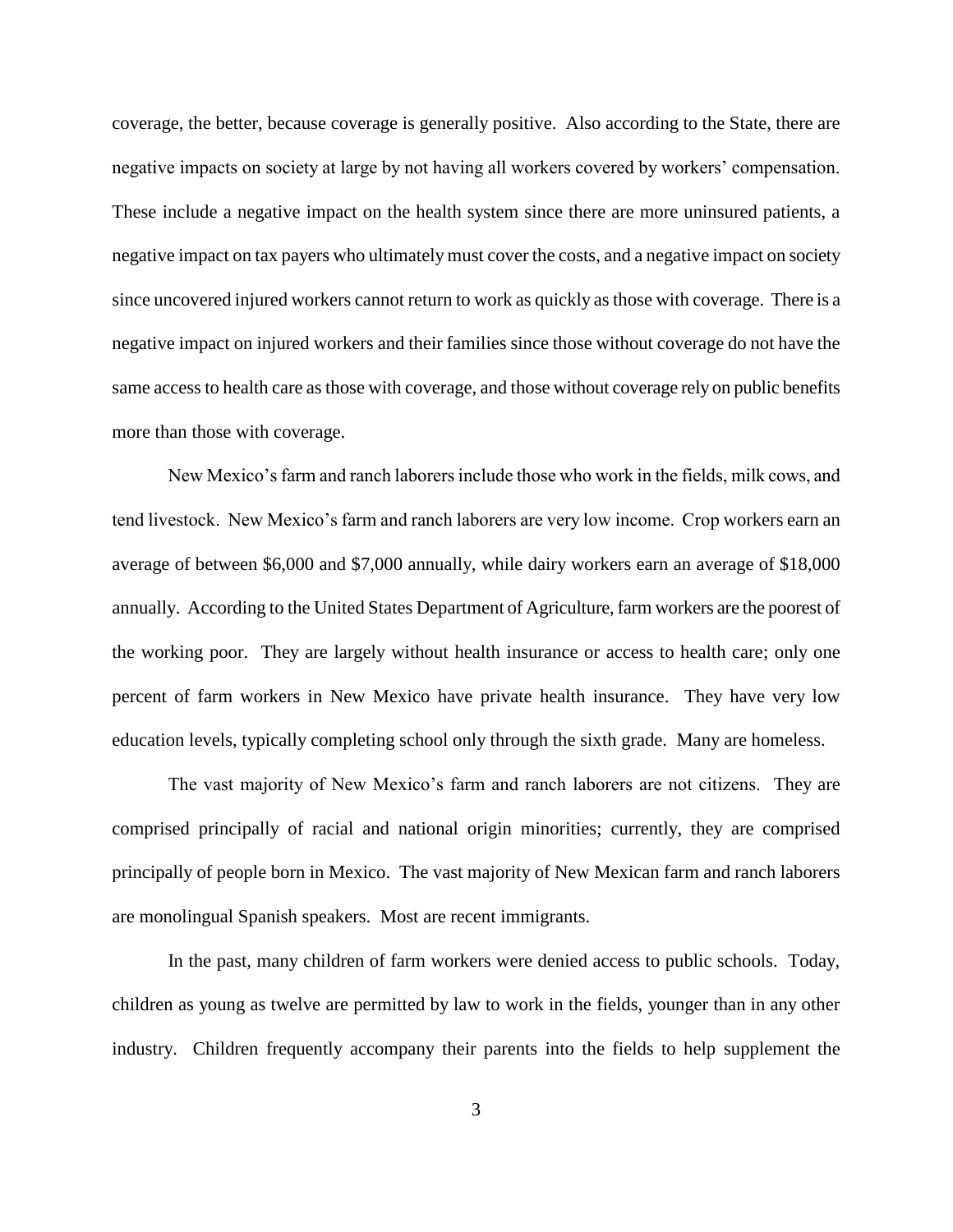coverage, the better, because coverage is generally positive. Also according to the State, there are negative impacts on society at large by not having all workers covered by workers' compensation. These include a negative impact on the health system since there are more uninsured patients, a negative impact on tax payers who ultimately must cover the costs, and a negative impact on society since uncovered injured workers cannot return to work as quickly as those with coverage. There is a negative impact on injured workers and their families since those without coverage do not have the same access to health care as those with coverage, and those without coverage rely on public benefits more than those with coverage.

New Mexico's farm and ranch laborers include those who work in the fields, milk cows, and tend livestock. New Mexico's farm and ranch laborers are very low income. Crop workers earn an average of between $6,000 and $7,000 annually, while dairy workers earn an average of $18,000 annually. According to the United States Department of Agriculture, farm workers are the poorest of the working poor. They are largely without health insurance or access to health care; only one percent of farm workers in New Mexico have private health insurance. They have very low education levels, typically completing school only through the sixth grade. Many are homeless.

The vast majority of New Mexico's farm and ranch laborers are not citizens. They are comprised principally of racial and national origin minorities; currently, they are comprised principally of people born in Mexico. The vast majority of New Mexican farm and ranch laborers are monolingual Spanish speakers. Most are recent immigrants.

In the past, many children of farm workers were denied access to public schools. Today, children as young as twelve are permitted by law to work in the fields, younger than in any other industry. Children frequently accompany their parents into the fields to help supplement the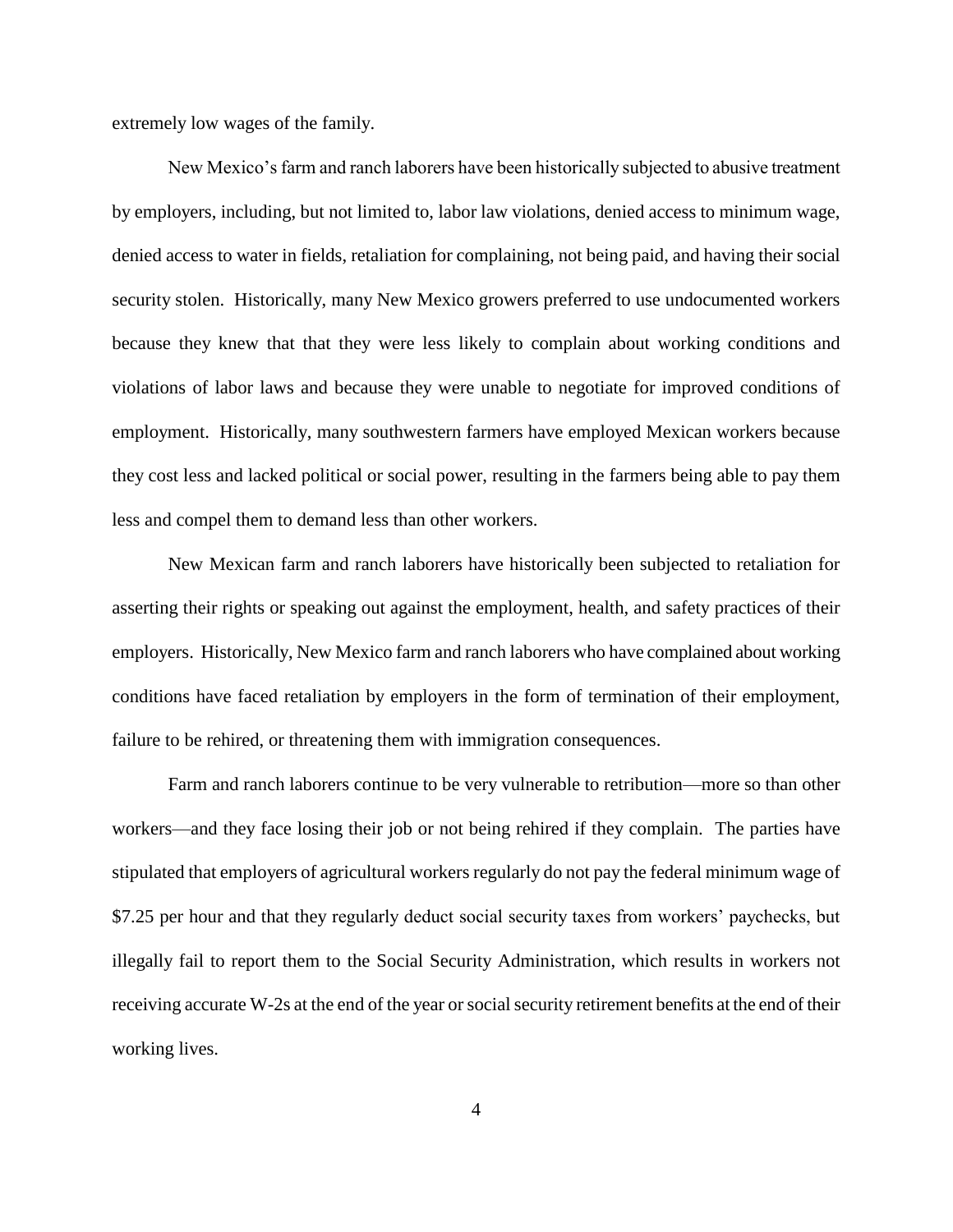extremely low wages of the family.

New Mexico's farm and ranch laborers have been historically subjected to abusive treatment by employers, including, but not limited to, labor law violations, denied access to minimum wage, denied access to water in fields, retaliation for complaining, not being paid, and having their social security stolen. Historically, many New Mexico growers preferred to use undocumented workers because they knew that that they were less likely to complain about working conditions and violations of labor laws and because they were unable to negotiate for improved conditions of employment. Historically, many southwestern farmers have employed Mexican workers because they cost less and lacked political or social power, resulting in the farmers being able to pay them less and compel them to demand less than other workers.

New Mexican farm and ranch laborers have historically been subjected to retaliation for asserting their rights or speaking out against the employment, health, and safety practices of their employers. Historically, New Mexico farm and ranch laborers who have complained about working conditions have faced retaliation by employers in the form of termination of their employment, failure to be rehired, or threatening them with immigration consequences.

Farm and ranch laborers continue to be very vulnerable to retribution—more so than other workers—and they face losing their job or not being rehired if they complain. The parties have stipulated that employers of agricultural workers regularly do not pay the federal minimum wage of \$7.25 per hour and that they regularly deduct social security taxes from workers' paychecks, but illegally fail to report them to the Social Security Administration, which results in workers not receiving accurate W-2s at the end of the year or social security retirement benefits at the end of their working lives.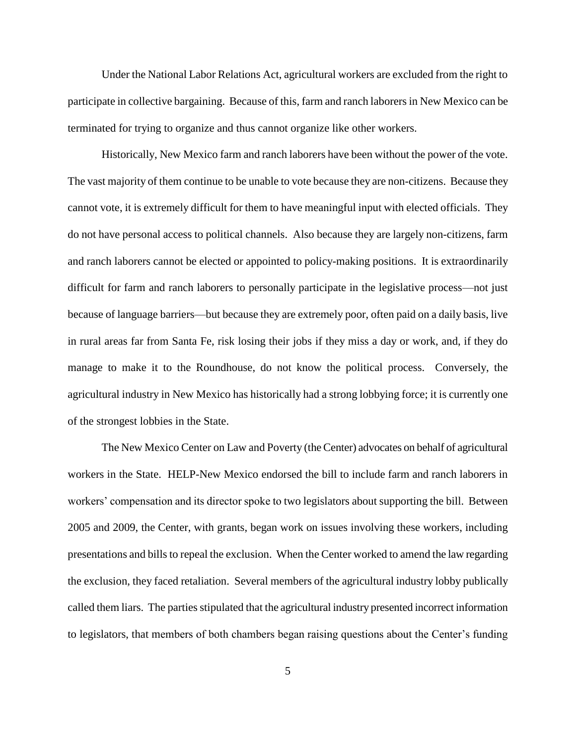Under the National Labor Relations Act, agricultural workers are excluded from the right to participate in collective bargaining. Because of this, farm and ranch laborers in New Mexico can be terminated for trying to organize and thus cannot organize like other workers.

Historically, New Mexico farm and ranch laborers have been without the power of the vote. The vast majority of them continue to be unable to vote because they are non-citizens. Because they cannot vote, it is extremely difficult for them to have meaningful input with elected officials. They do not have personal access to political channels. Also because they are largely non-citizens, farm and ranch laborers cannot be elected or appointed to policy-making positions. It is extraordinarily difficult for farm and ranch laborers to personally participate in the legislative process—not just because of language barriers—but because they are extremely poor, often paid on a daily basis, live in rural areas far from Santa Fe, risk losing their jobs if they miss a day or work, and, if they do manage to make it to the Roundhouse, do not know the political process. Conversely, the agricultural industry in New Mexico has historically had a strong lobbying force; it is currently one of the strongest lobbies in the State.

The New Mexico Center on Law and Poverty (the Center) advocates on behalf of agricultural workers in the State. HELP-New Mexico endorsed the bill to include farm and ranch laborers in workers' compensation and its director spoke to two legislators about supporting the bill. Between 2005 and 2009, the Center, with grants, began work on issues involving these workers, including presentations and bills to repeal the exclusion. When the Center worked to amend the law regarding the exclusion, they faced retaliation. Several members of the agricultural industry lobby publically called them liars. The parties stipulated that the agricultural industry presented incorrect information to legislators, that members of both chambers began raising questions about the Center's funding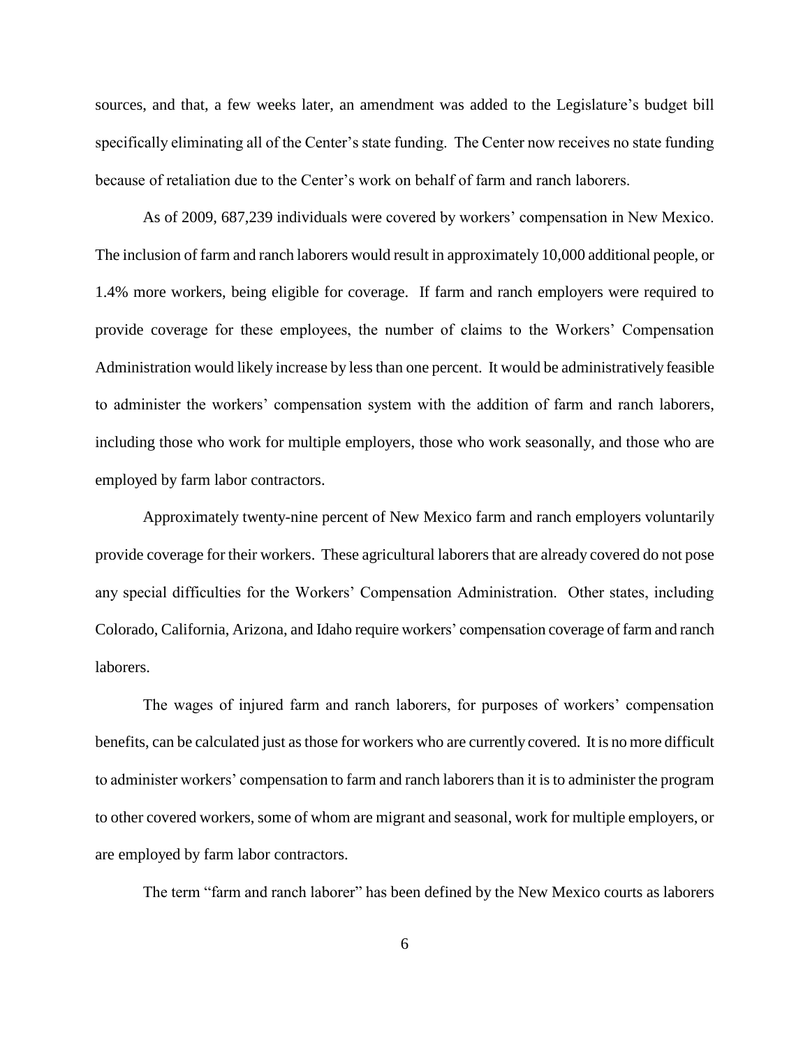sources, and that, a few weeks later, an amendment was added to the Legislature's budget bill specifically eliminating all of the Center's state funding. The Center now receives no state funding because of retaliation due to the Center's work on behalf of farm and ranch laborers.

As of 2009, 687,239 individuals were covered by workers' compensation in New Mexico. The inclusion of farm and ranch laborers would result in approximately 10,000 additional people, or 1.4% more workers, being eligible for coverage. If farm and ranch employers were required to provide coverage for these employees, the number of claims to the Workers' Compensation Administration would likely increase by less than one percent. It would be administratively feasible to administer the workers' compensation system with the addition of farm and ranch laborers, including those who work for multiple employers, those who work seasonally, and those who are employed by farm labor contractors.

Approximately twenty-nine percent of New Mexico farm and ranch employers voluntarily provide coverage for their workers. These agricultural laborers that are already covered do not pose any special difficulties for the Workers' Compensation Administration. Other states, including Colorado, California, Arizona, and Idaho require workers' compensation coverage of farm and ranch laborers.

The wages of injured farm and ranch laborers, for purposes of workers' compensation benefits, can be calculated just as those for workers who are currently covered. It is no more difficult to administer workers' compensation to farm and ranch laborers than it is to administer the program to other covered workers, some of whom are migrant and seasonal, work for multiple employers, or are employed by farm labor contractors.

The term "farm and ranch laborer" has been defined by the New Mexico courts as laborers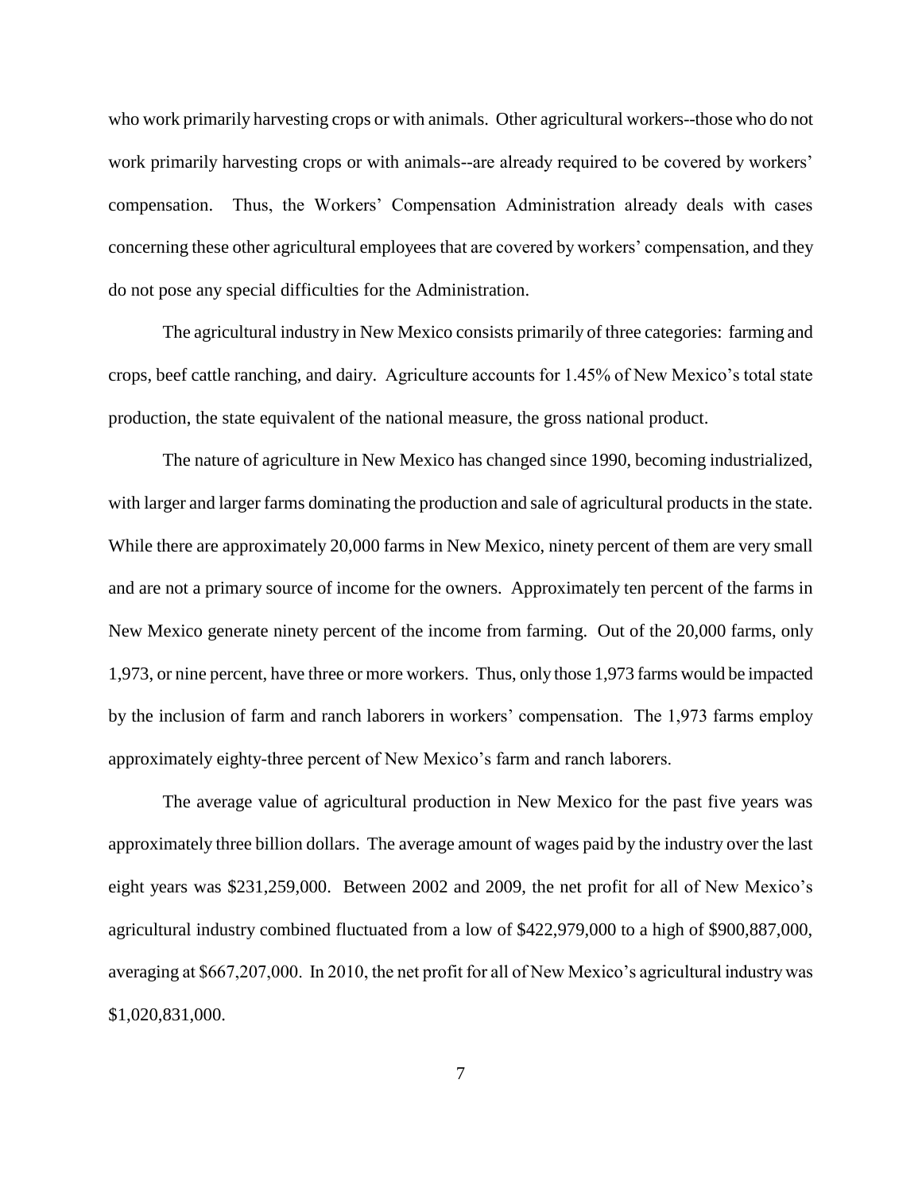who work primarily harvesting crops or with animals. Other agricultural workers--those who do not work primarily harvesting crops or with animals--are already required to be covered by workers' compensation. Thus, the Workers' Compensation Administration already deals with cases concerning these other agricultural employees that are covered by workers' compensation, and they do not pose any special difficulties for the Administration.

The agricultural industry in New Mexico consists primarily of three categories: farming and crops, beef cattle ranching, and dairy. Agriculture accounts for 1.45% of New Mexico's total state production, the state equivalent of the national measure, the gross national product.

The nature of agriculture in New Mexico has changed since 1990, becoming industrialized, with larger and larger farms dominating the production and sale of agricultural products in the state. While there are approximately 20,000 farms in New Mexico, ninety percent of them are very small and are not a primary source of income for the owners. Approximately ten percent of the farms in New Mexico generate ninety percent of the income from farming. Out of the 20,000 farms, only 1,973, or nine percent, have three or more workers. Thus, only those 1,973 farms would be impacted by the inclusion of farm and ranch laborers in workers' compensation. The 1,973 farms employ approximately eighty-three percent of New Mexico's farm and ranch laborers.

The average value of agricultural production in New Mexico for the past five years was approximately three billion dollars. The average amount of wages paid by the industry over the last eight years was $231,259,000. Between 2002 and 2009, the net profit for all of New Mexico's agricultural industry combined fluctuated from a low of $422,979,000 to a high of $900,887,000, averaging at $667,207,000. In 2010, the net profit for all of New Mexico's agricultural industry was $1,020,831,000.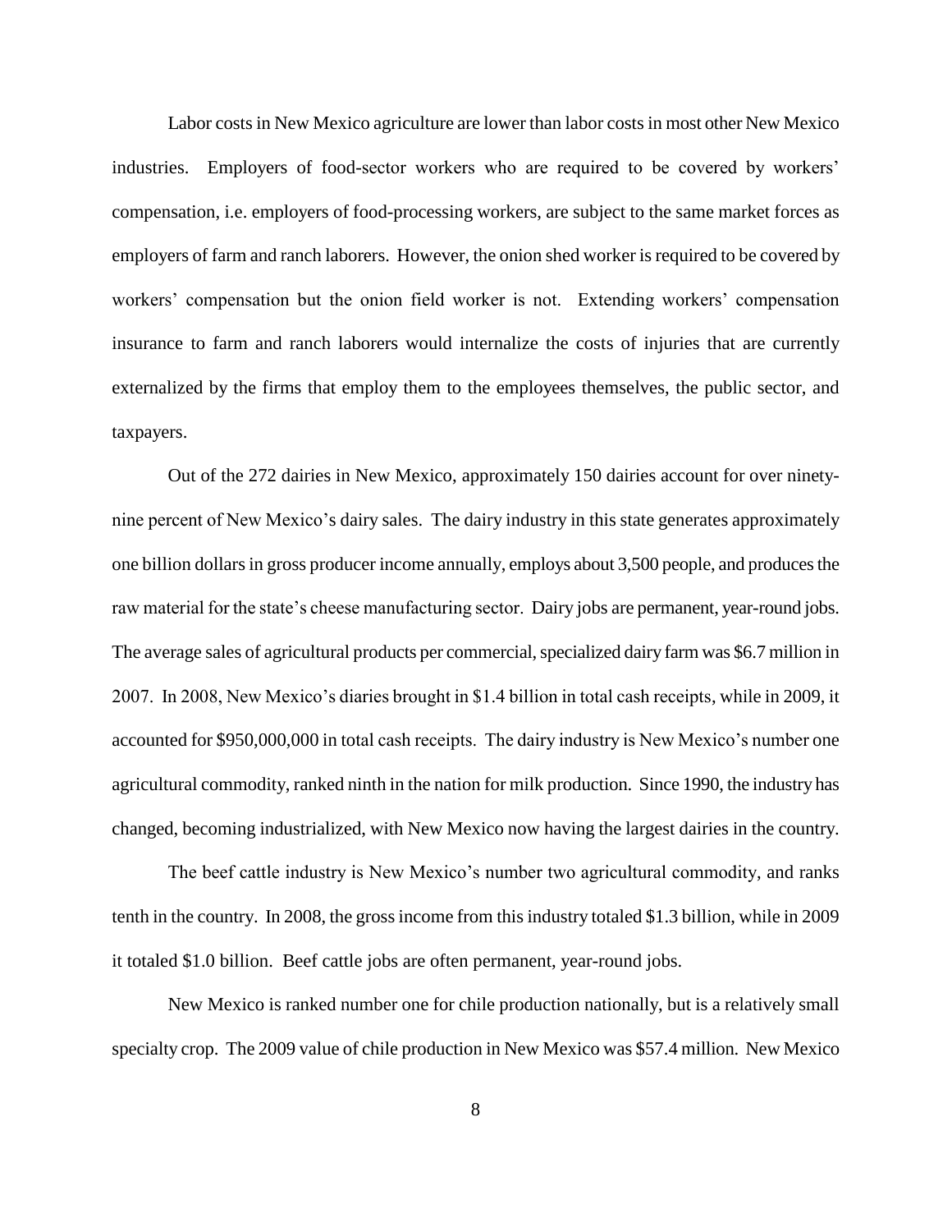Labor costs in New Mexico agriculture are lower than labor costs in most other New Mexico industries. Employers of food-sector workers who are required to be covered by workers' compensation, i.e. employers of food-processing workers, are subject to the same market forces as employers of farm and ranch laborers. However, the onion shed worker is required to be covered by workers' compensation but the onion field worker is not. Extending workers' compensation insurance to farm and ranch laborers would internalize the costs of injuries that are currently externalized by the firms that employ them to the employees themselves, the public sector, and taxpayers.

Out of the 272 dairies in New Mexico, approximately 150 dairies account for over ninety-nine percent of New Mexico's dairy sales. The dairy industry in this state generates approximately one billion dollars in gross producer income annually, employs about 3,500 people, and produces the raw material for the state's cheese manufacturing sector. Dairy jobs are permanent, year-round jobs. The average sales of agricultural products per commercial, specialized dairy farm was $6.7 million in 2007. In 2008, New Mexico's diaries brought in $1.4 billion in total cash receipts, while in 2009, it accounted for $950,000,000 in total cash receipts. The dairy industry is New Mexico's number one agricultural commodity, ranked ninth in the nation for milk production. Since 1990, the industry has changed, becoming industrialized, with New Mexico now having the largest dairies in the country.

The beef cattle industry is New Mexico's number two agricultural commodity, and ranks tenth in the country. In 2008, the gross income from this industry totaled $1.3 billion, while in 2009 it totaled $1.0 billion. Beef cattle jobs are often permanent, year-round jobs.

New Mexico is ranked number one for chile production nationally, but is a relatively small specialty crop. The 2009 value of chile production in New Mexico was $57.4 million. New Mexico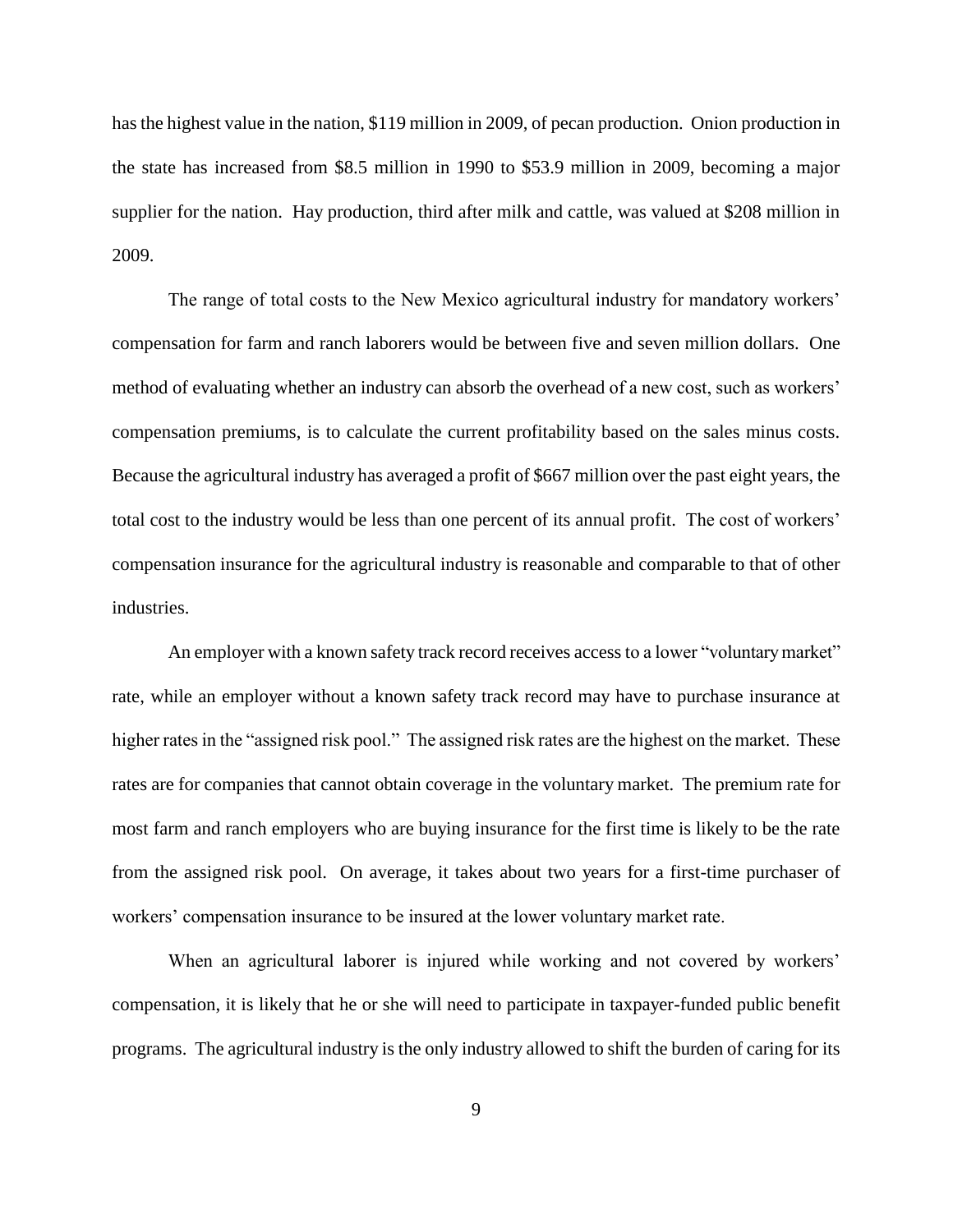has the highest value in the nation, $119 million in 2009, of pecan production. Onion production in the state has increased from $8.5 million in 1990 to $53.9 million in 2009, becoming a major supplier for the nation. Hay production, third after milk and cattle, was valued at $208 million in 2009.

The range of total costs to the New Mexico agricultural industry for mandatory workers' compensation for farm and ranch laborers would be between five and seven million dollars. One method of evaluating whether an industry can absorb the overhead of a new cost, such as workers' compensation premiums, is to calculate the current profitability based on the sales minus costs. Because the agricultural industry has averaged a profit of $667 million over the past eight years, the total cost to the industry would be less than one percent of its annual profit. The cost of workers' compensation insurance for the agricultural industry is reasonable and comparable to that of other industries.

An employer with a known safety track record receives access to a lower "voluntary market" rate, while an employer without a known safety track record may have to purchase insurance at higher rates in the "assigned risk pool." The assigned risk rates are the highest on the market. These rates are for companies that cannot obtain coverage in the voluntary market. The premium rate for most farm and ranch employers who are buying insurance for the first time is likely to be the rate from the assigned risk pool. On average, it takes about two years for a first-time purchaser of workers' compensation insurance to be insured at the lower voluntary market rate.

When an agricultural laborer is injured while working and not covered by workers' compensation, it is likely that he or she will need to participate in taxpayer-funded public benefit programs. The agricultural industry is the only industry allowed to shift the burden of caring for its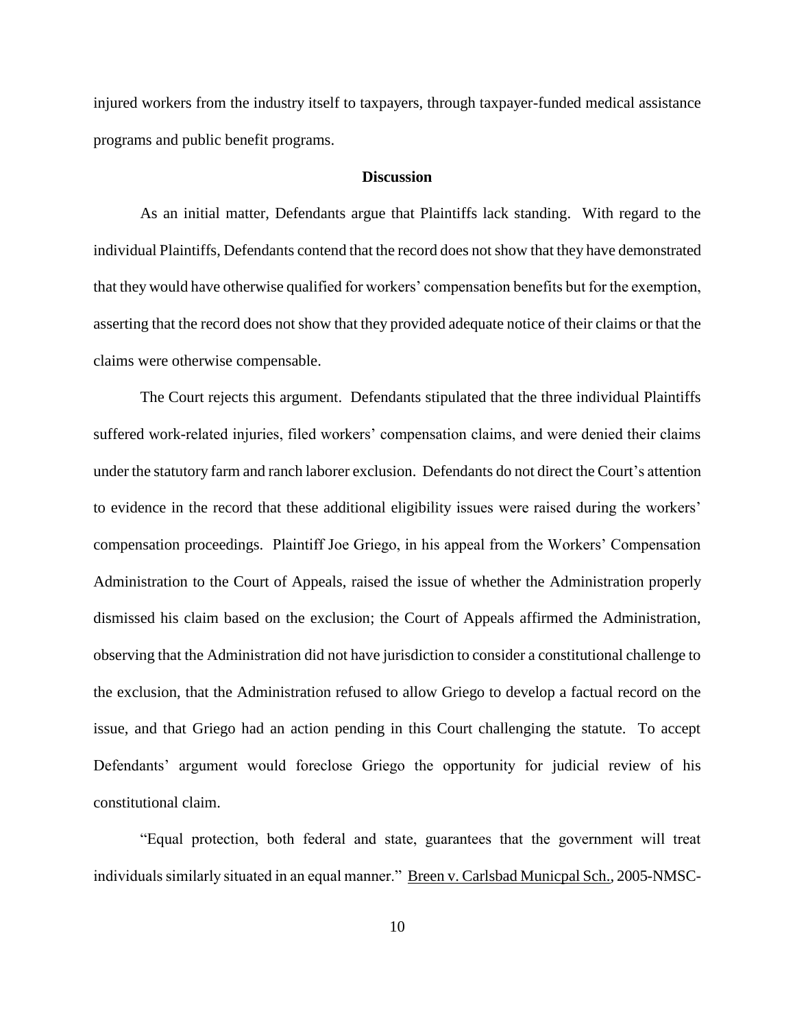injured workers from the industry itself to taxpayers, through taxpayer-funded medical assistance programs and public benefit programs.

**Discussion**

As an initial matter, Defendants argue that Plaintiffs lack standing. With regard to the individual Plaintiffs, Defendants contend that the record does not show that they have demonstrated that they would have otherwise qualified for workers' compensation benefits but for the exemption, asserting that the record does not show that they provided adequate notice of their claims or that the claims were otherwise compensable.

The Court rejects this argument. Defendants stipulated that the three individual Plaintiffs suffered work-related injuries, filed workers' compensation claims, and were denied their claims under the statutory farm and ranch laborer exclusion. Defendants do not direct the Court's attention to evidence in the record that these additional eligibility issues were raised during the workers' compensation proceedings. Plaintiff Joe Griego, in his appeal from the Workers' Compensation Administration to the Court of Appeals, raised the issue of whether the Administration properly dismissed his claim based on the exclusion; the Court of Appeals affirmed the Administration, observing that the Administration did not have jurisdiction to consider a constitutional challenge to the exclusion, that the Administration refused to allow Griego to develop a factual record on the issue, and that Griego had an action pending in this Court challenging the statute. To accept Defendants' argument would foreclose Griego the opportunity for judicial review of his constitutional claim.

"Equal protection, both federal and state, guarantees that the government will treat individuals similarly situated in an equal manner." Breen v. Carlsbad Municpal Sch., 2005-NMSC-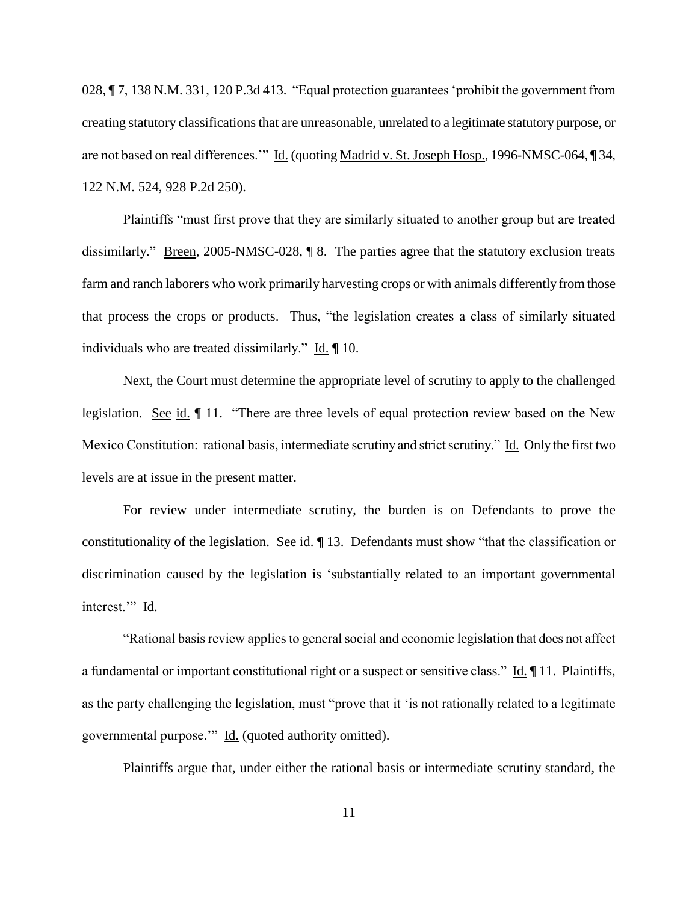028, ¶ 7, 138 N.M. 331, 120 P.3d 413. "Equal protection guarantees 'prohibit the government from creating statutory classifications that are unreasonable, unrelated to a legitimate statutory purpose, or are not based on real differences.'" Id. (quoting Madrid v. St. Joseph Hosp., 1996-NMSC-064, ¶ 34, 122 N.M. 524, 928 P.2d 250).

Plaintiffs "must first prove that they are similarly situated to another group but are treated dissimilarly." Breen, 2005-NMSC-028, ¶ 8. The parties agree that the statutory exclusion treats farm and ranch laborers who work primarily harvesting crops or with animals differently from those that process the crops or products. Thus, "the legislation creates a class of similarly situated individuals who are treated dissimilarly." Id. ¶ 10.

Next, the Court must determine the appropriate level of scrutiny to apply to the challenged legislation. See id. ¶ 11. "There are three levels of equal protection review based on the New Mexico Constitution: rational basis, intermediate scrutiny and strict scrutiny." Id. Only the first two levels are at issue in the present matter.

For review under intermediate scrutiny, the burden is on Defendants to prove the constitutionality of the legislation. See id. ¶ 13. Defendants must show "that the classification or discrimination caused by the legislation is 'substantially related to an important governmental interest.'" Id.

"Rational basis review applies to general social and economic legislation that does not affect a fundamental or important constitutional right or a suspect or sensitive class." Id. ¶ 11. Plaintiffs, as the party challenging the legislation, must "prove that it 'is not rationally related to a legitimate governmental purpose.'" Id. (quoted authority omitted).

Plaintiffs argue that, under either the rational basis or intermediate scrutiny standard, the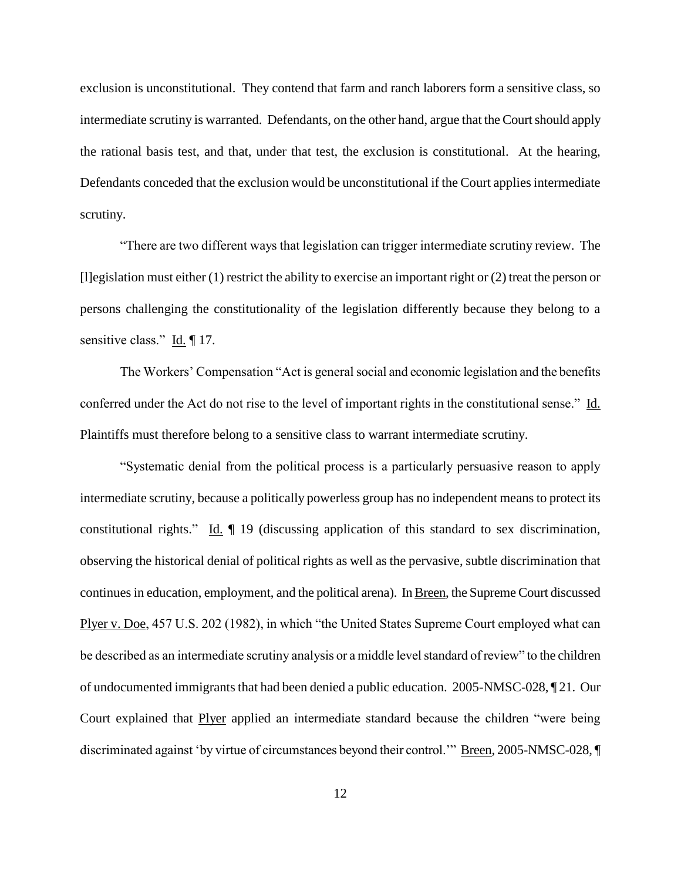exclusion is unconstitutional. They contend that farm and ranch laborers form a sensitive class, so intermediate scrutiny is warranted. Defendants, on the other hand, argue that the Court should apply the rational basis test, and that, under that test, the exclusion is constitutional. At the hearing, Defendants conceded that the exclusion would be unconstitutional if the Court applies intermediate scrutiny.

"There are two different ways that legislation can trigger intermediate scrutiny review. The [l]egislation must either (1) restrict the ability to exercise an important right or (2) treat the person or persons challenging the constitutionality of the legislation differently because they belong to a sensitive class." Id. ¶ 17.

The Workers' Compensation "Act is general social and economic legislation and the benefits conferred under the Act do not rise to the level of important rights in the constitutional sense." Id. Plaintiffs must therefore belong to a sensitive class to warrant intermediate scrutiny.

"Systematic denial from the political process is a particularly persuasive reason to apply intermediate scrutiny, because a politically powerless group has no independent means to protect its constitutional rights." Id. ¶ 19 (discussing application of this standard to sex discrimination, observing the historical denial of political rights as well as the pervasive, subtle discrimination that continues in education, employment, and the political arena). In Breen, the Supreme Court discussed Plyer v. Doe, 457 U.S. 202 (1982), in which "the United States Supreme Court employed what can be described as an intermediate scrutiny analysis or a middle level standard of review" to the children of undocumented immigrants that had been denied a public education. 2005-NMSC-028, ¶ 21. Our Court explained that Plyer applied an intermediate standard because the children "were being discriminated against 'by virtue of circumstances beyond their control.'" Breen, 2005-NMSC-028, ¶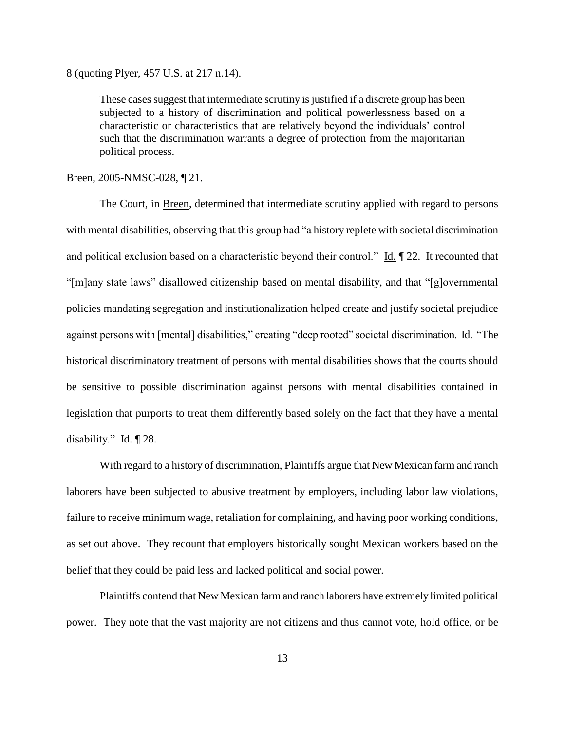8 (quoting Plyer, 457 U.S. at 217 n.14).

> These cases suggest that intermediate scrutiny is justified if a discrete group has been subjected to a history of discrimination and political powerlessness based on a characteristic or characteristics that are relatively beyond the individuals' control such that the discrimination warrants a degree of protection from the majoritarian political process.

Breen, 2005-NMSC-028, ¶ 21.

The Court, in Breen, determined that intermediate scrutiny applied with regard to persons with mental disabilities, observing that this group had "a history replete with societal discrimination and political exclusion based on a characteristic beyond their control." Id. ¶ 22. It recounted that "[m]any state laws" disallowed citizenship based on mental disability, and that "[g]overnmental policies mandating segregation and institutionalization helped create and justify societal prejudice against persons with [mental] disabilities," creating "deep rooted" societal discrimination. Id. "The historical discriminatory treatment of persons with mental disabilities shows that the courts should be sensitive to possible discrimination against persons with mental disabilities contained in legislation that purports to treat them differently based solely on the fact that they have a mental disability." Id. ¶ 28.

With regard to a history of discrimination, Plaintiffs argue that New Mexican farm and ranch laborers have been subjected to abusive treatment by employers, including labor law violations, failure to receive minimum wage, retaliation for complaining, and having poor working conditions, as set out above. They recount that employers historically sought Mexican workers based on the belief that they could be paid less and lacked political and social power.

Plaintiffs contend that New Mexican farm and ranch laborers have extremely limited political power. They note that the vast majority are not citizens and thus cannot vote, hold office, or be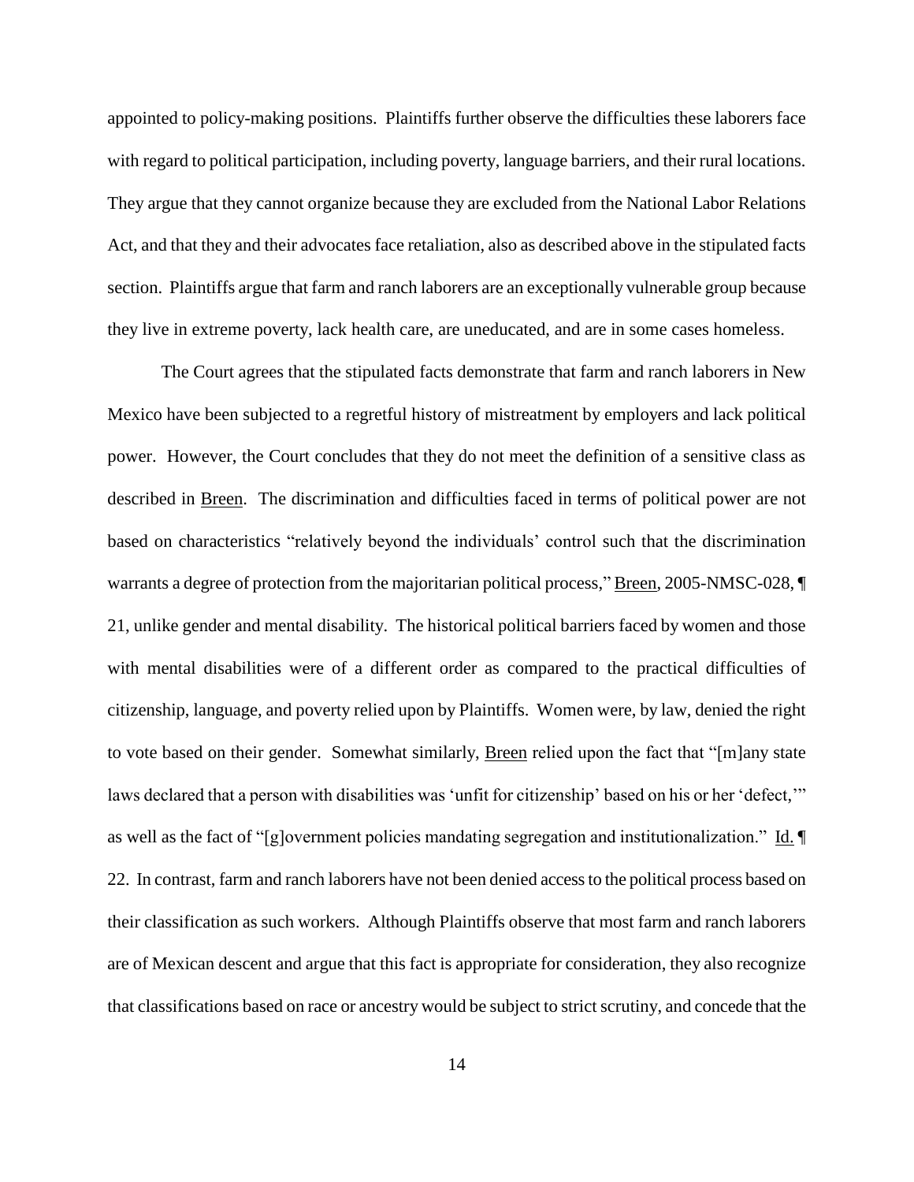appointed to policy-making positions. Plaintiffs further observe the difficulties these laborers face with regard to political participation, including poverty, language barriers, and their rural locations. They argue that they cannot organize because they are excluded from the National Labor Relations Act, and that they and their advocates face retaliation, also as described above in the stipulated facts section. Plaintiffs argue that farm and ranch laborers are an exceptionally vulnerable group because they live in extreme poverty, lack health care, are uneducated, and are in some cases homeless.

The Court agrees that the stipulated facts demonstrate that farm and ranch laborers in New Mexico have been subjected to a regretful history of mistreatment by employers and lack political power. However, the Court concludes that they do not meet the definition of a sensitive class as described in Breen. The discrimination and difficulties faced in terms of political power are not based on characteristics "relatively beyond the individuals' control such that the discrimination warrants a degree of protection from the majoritarian political process," Breen, 2005-NMSC-028, ¶ 21, unlike gender and mental disability. The historical political barriers faced by women and those with mental disabilities were of a different order as compared to the practical difficulties of citizenship, language, and poverty relied upon by Plaintiffs. Women were, by law, denied the right to vote based on their gender. Somewhat similarly, Breen relied upon the fact that "[m]any state laws declared that a person with disabilities was 'unfit for citizenship' based on his or her 'defect,'" as well as the fact of "[g]overnment policies mandating segregation and institutionalization." Id. ¶ 22. In contrast, farm and ranch laborers have not been denied access to the political process based on their classification as such workers. Although Plaintiffs observe that most farm and ranch laborers are of Mexican descent and argue that this fact is appropriate for consideration, they also recognize that classifications based on race or ancestry would be subject to strict scrutiny, and concede that the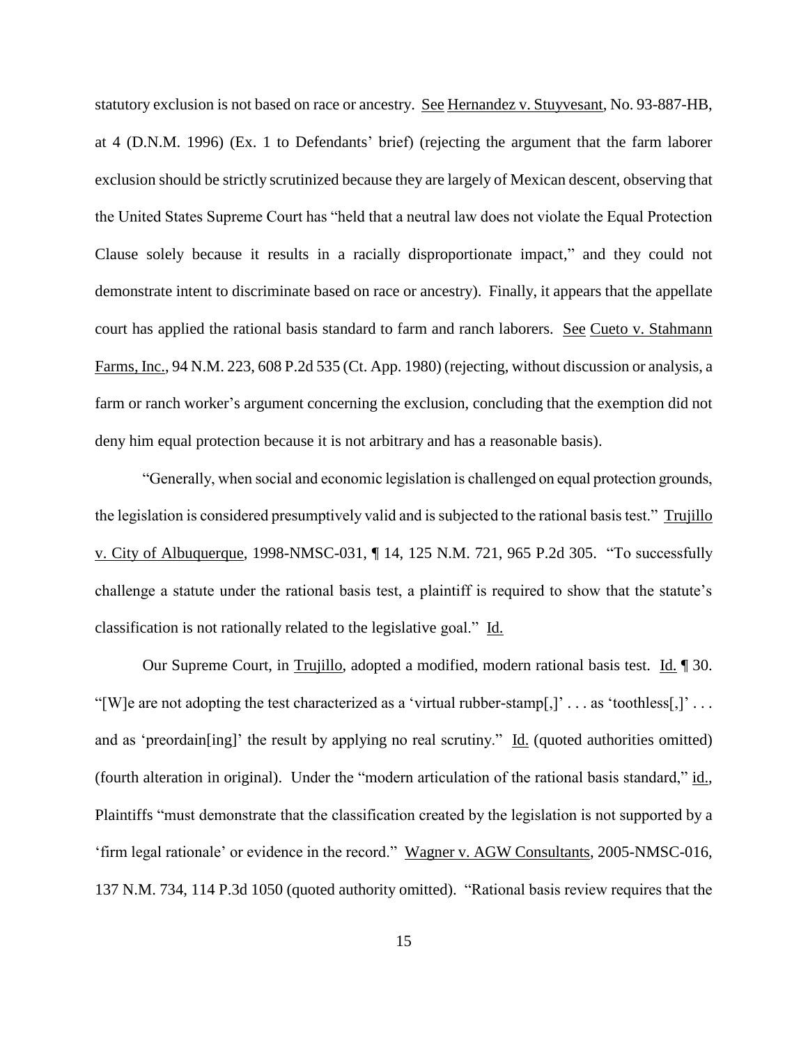statutory exclusion is not based on race or ancestry. See Hernandez v. Stuyvesant, No. 93-887-HB, at 4 (D.N.M. 1996) (Ex. 1 to Defendants' brief) (rejecting the argument that the farm laborer exclusion should be strictly scrutinized because they are largely of Mexican descent, observing that the United States Supreme Court has "held that a neutral law does not violate the Equal Protection Clause solely because it results in a racially disproportionate impact," and they could not demonstrate intent to discriminate based on race or ancestry). Finally, it appears that the appellate court has applied the rational basis standard to farm and ranch laborers. See Cueto v. Stahmann Farms, Inc., 94 N.M. 223, 608 P.2d 535 (Ct. App. 1980) (rejecting, without discussion or analysis, a farm or ranch worker's argument concerning the exclusion, concluding that the exemption did not deny him equal protection because it is not arbitrary and has a reasonable basis).

"Generally, when social and economic legislation is challenged on equal protection grounds, the legislation is considered presumptively valid and is subjected to the rational basis test." Trujillo v. City of Albuquerque, 1998-NMSC-031, ¶ 14, 125 N.M. 721, 965 P.2d 305. "To successfully challenge a statute under the rational basis test, a plaintiff is required to show that the statute's classification is not rationally related to the legislative goal." Id.

Our Supreme Court, in Trujillo, adopted a modified, modern rational basis test. Id. ¶ 30. "[W]e are not adopting the test characterized as a 'virtual rubber-stamp[,]' . . . as 'toothless[,]' . . . and as 'preordain[ing]' the result by applying no real scrutiny." Id. (quoted authorities omitted) (fourth alteration in original). Under the "modern articulation of the rational basis standard," id., Plaintiffs "must demonstrate that the classification created by the legislation is not supported by a 'firm legal rationale' or evidence in the record." Wagner v. AGW Consultants, 2005-NMSC-016, 137 N.M. 734, 114 P.3d 1050 (quoted authority omitted). "Rational basis review requires that the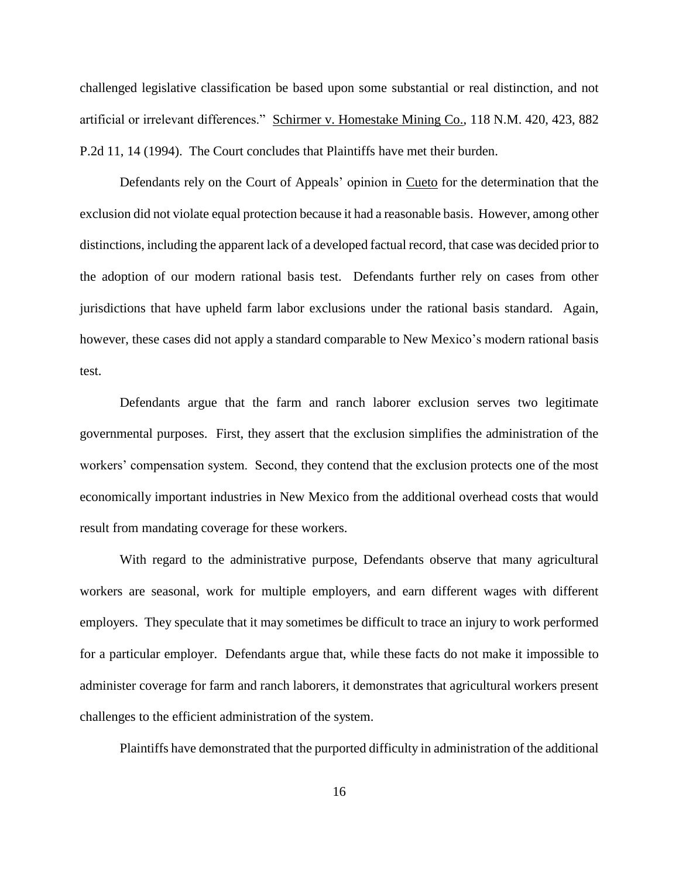challenged legislative classification be based upon some substantial or real distinction, and not artificial or irrelevant differences." Schirmer v. Homestake Mining Co., 118 N.M. 420, 423, 882 P.2d 11, 14 (1994). The Court concludes that Plaintiffs have met their burden.

Defendants rely on the Court of Appeals' opinion in Cueto for the determination that the exclusion did not violate equal protection because it had a reasonable basis. However, among other distinctions, including the apparent lack of a developed factual record, that case was decided prior to the adoption of our modern rational basis test. Defendants further rely on cases from other jurisdictions that have upheld farm labor exclusions under the rational basis standard. Again, however, these cases did not apply a standard comparable to New Mexico's modern rational basis test.

Defendants argue that the farm and ranch laborer exclusion serves two legitimate governmental purposes. First, they assert that the exclusion simplifies the administration of the workers' compensation system. Second, they contend that the exclusion protects one of the most economically important industries in New Mexico from the additional overhead costs that would result from mandating coverage for these workers.

With regard to the administrative purpose, Defendants observe that many agricultural workers are seasonal, work for multiple employers, and earn different wages with different employers. They speculate that it may sometimes be difficult to trace an injury to work performed for a particular employer. Defendants argue that, while these facts do not make it impossible to administer coverage for farm and ranch laborers, it demonstrates that agricultural workers present challenges to the efficient administration of the system.

Plaintiffs have demonstrated that the purported difficulty in administration of the additional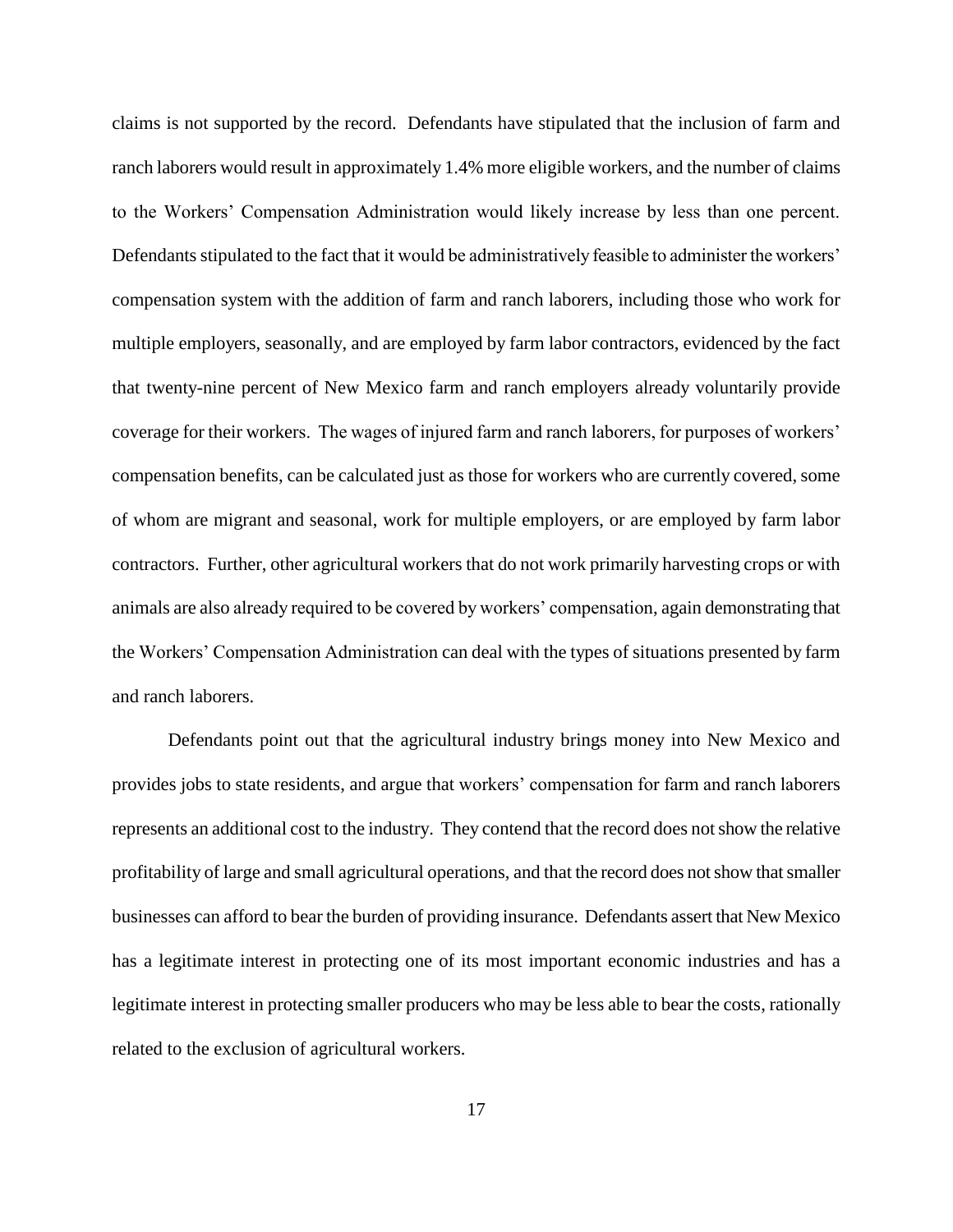claims is not supported by the record. Defendants have stipulated that the inclusion of farm and ranch laborers would result in approximately 1.4% more eligible workers, and the number of claims to the Workers' Compensation Administration would likely increase by less than one percent. Defendants stipulated to the fact that it would be administratively feasible to administer the workers' compensation system with the addition of farm and ranch laborers, including those who work for multiple employers, seasonally, and are employed by farm labor contractors, evidenced by the fact that twenty-nine percent of New Mexico farm and ranch employers already voluntarily provide coverage for their workers. The wages of injured farm and ranch laborers, for purposes of workers' compensation benefits, can be calculated just as those for workers who are currently covered, some of whom are migrant and seasonal, work for multiple employers, or are employed by farm labor contractors. Further, other agricultural workers that do not work primarily harvesting crops or with animals are also already required to be covered by workers' compensation, again demonstrating that the Workers' Compensation Administration can deal with the types of situations presented by farm and ranch laborers.

Defendants point out that the agricultural industry brings money into New Mexico and provides jobs to state residents, and argue that workers' compensation for farm and ranch laborers represents an additional cost to the industry. They contend that the record does not show the relative profitability of large and small agricultural operations, and that the record does not show that smaller businesses can afford to bear the burden of providing insurance. Defendants assert that New Mexico has a legitimate interest in protecting one of its most important economic industries and has a legitimate interest in protecting smaller producers who may be less able to bear the costs, rationally related to the exclusion of agricultural workers.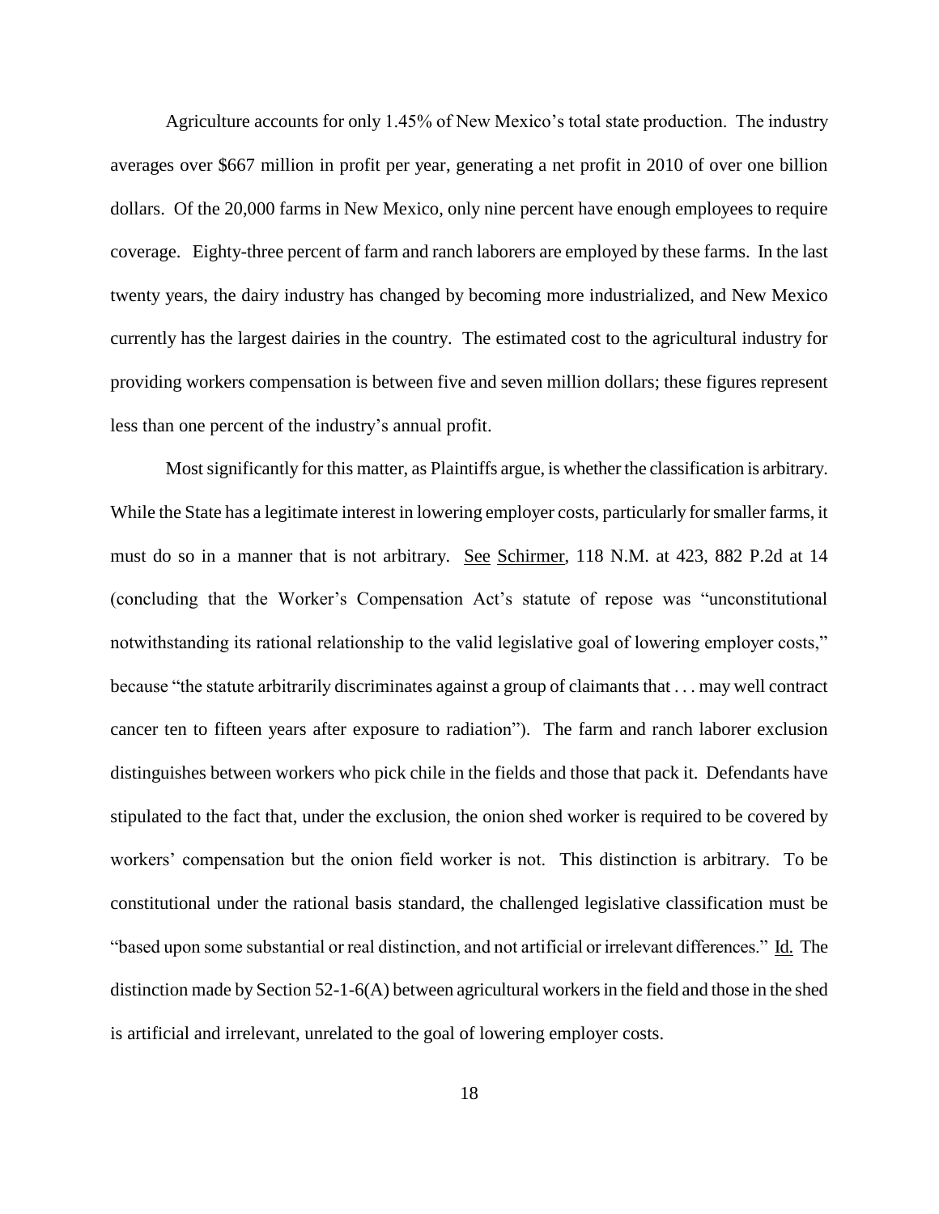Agriculture accounts for only 1.45% of New Mexico's total state production. The industry averages over $667 million in profit per year, generating a net profit in 2010 of over one billion dollars. Of the 20,000 farms in New Mexico, only nine percent have enough employees to require coverage. Eighty-three percent of farm and ranch laborers are employed by these farms. In the last twenty years, the dairy industry has changed by becoming more industrialized, and New Mexico currently has the largest dairies in the country. The estimated cost to the agricultural industry for providing workers compensation is between five and seven million dollars; these figures represent less than one percent of the industry's annual profit.

Most significantly for this matter, as Plaintiffs argue, is whether the classification is arbitrary. While the State has a legitimate interest in lowering employer costs, particularly for smaller farms, it must do so in a manner that is not arbitrary. See Schirmer, 118 N.M. at 423, 882 P.2d at 14 (concluding that the Worker's Compensation Act's statute of repose was "unconstitutional notwithstanding its rational relationship to the valid legislative goal of lowering employer costs," because "the statute arbitrarily discriminates against a group of claimants that . . . may well contract cancer ten to fifteen years after exposure to radiation"). The farm and ranch laborer exclusion distinguishes between workers who pick chile in the fields and those that pack it. Defendants have stipulated to the fact that, under the exclusion, the onion shed worker is required to be covered by workers' compensation but the onion field worker is not. This distinction is arbitrary. To be constitutional under the rational basis standard, the challenged legislative classification must be "based upon some substantial or real distinction, and not artificial or irrelevant differences." Id. The distinction made by Section 52-1-6(A) between agricultural workers in the field and those in the shed is artificial and irrelevant, unrelated to the goal of lowering employer costs.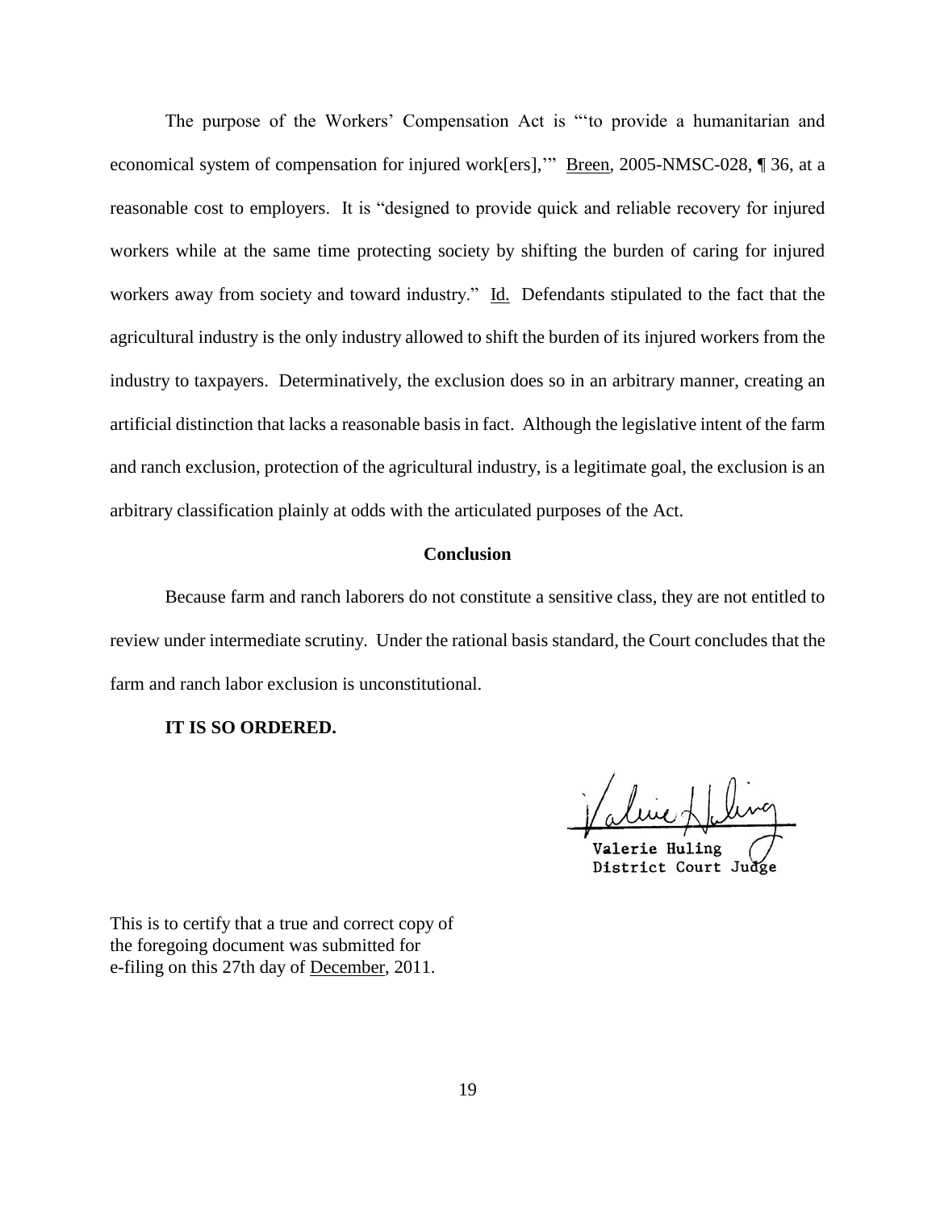The purpose of the Workers' Compensation Act is "'to provide a humanitarian and economical system of compensation for injured work[ers],'" Breen, 2005-NMSC-028, ¶ 36, at a reasonable cost to employers. It is "designed to provide quick and reliable recovery for injured workers while at the same time protecting society by shifting the burden of caring for injured workers away from society and toward industry." Id. Defendants stipulated to the fact that the agricultural industry is the only industry allowed to shift the burden of its injured workers from the industry to taxpayers. Determinatively, the exclusion does so in an arbitrary manner, creating an artificial distinction that lacks a reasonable basis in fact. Although the legislative intent of the farm and ranch exclusion, protection of the agricultural industry, is a legitimate goal, the exclusion is an arbitrary classification plainly at odds with the articulated purposes of the Act.

## Conclusion

Because farm and ranch laborers do not constitute a sensitive class, they are not entitled to review under intermediate scrutiny. Under the rational basis standard, the Court concludes that the farm and ranch labor exclusion is unconstitutional.

**IT IS SO ORDERED.**

Valerie Huling
District Court Judge

This is to certify that a true and correct copy of the foregoing document was submitted for e-filing on this 27th day of December, 2011.